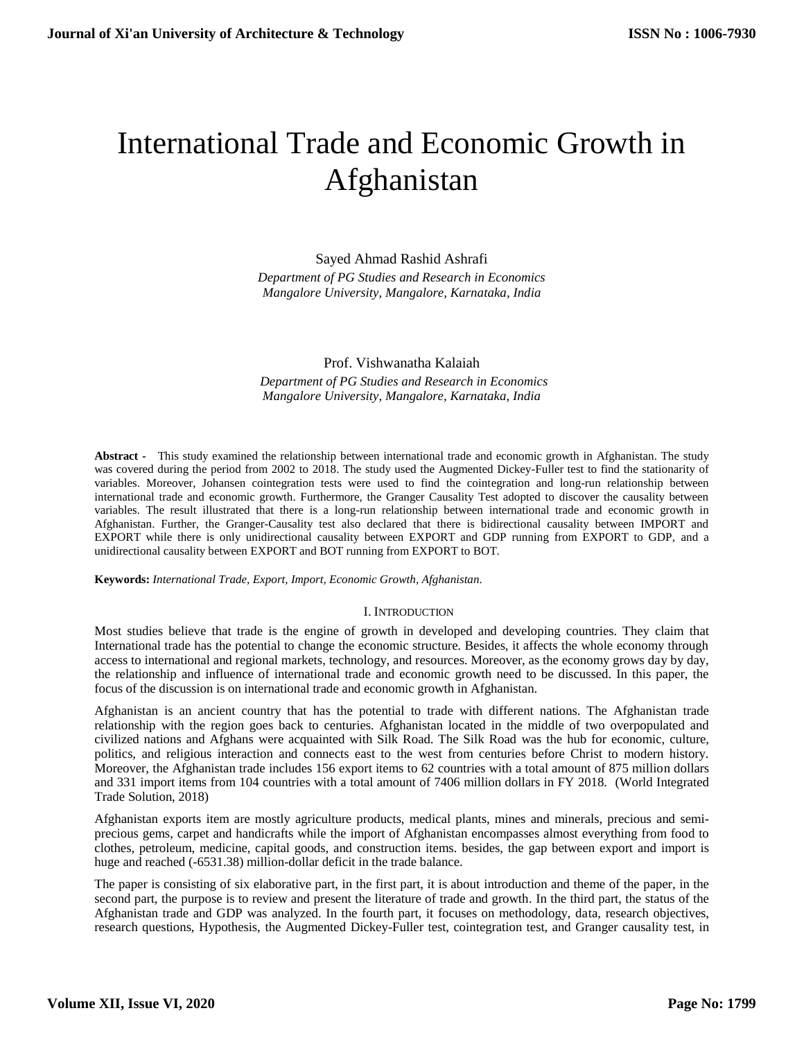# International Trade and Economic Growth in Afghanistan

Sayed Ahmad Rashid Ashrafi

*Department of PG Studies and Research in Economics*
*Mangalore University, Mangalore, Karnataka, India*

Prof. Vishwanatha Kalaiah

*Department of PG Studies and Research in Economics*
*Mangalore University, Mangalore, Karnataka, India*

**Abstract -** This study examined the relationship between international trade and economic growth in Afghanistan. The study was covered during the period from 2002 to 2018. The study used the Augmented Dickey-Fuller test to find the stationarity of variables. Moreover, Johansen cointegration tests were used to find the cointegration and long-run relationship between international trade and economic growth. Furthermore, the Granger Causality Test adopted to discover the causality between variables. The result illustrated that there is a long-run relationship between international trade and economic growth in Afghanistan. Further, the Granger-Causality test also declared that there is bidirectional causality between IMPORT and EXPORT while there is only unidirectional causality between EXPORT and GDP running from EXPORT to GDP, and a unidirectional causality between EXPORT and BOT running from EXPORT to BOT.

**Keywords:** *International Trade, Export, Import, Economic Growth, Afghanistan.*

## I. Introduction

Most studies believe that trade is the engine of growth in developed and developing countries. They claim that International trade has the potential to change the economic structure. Besides, it affects the whole economy through access to international and regional markets, technology, and resources. Moreover, as the economy grows day by day, the relationship and influence of international trade and economic growth need to be discussed. In this paper, the focus of the discussion is on international trade and economic growth in Afghanistan.

Afghanistan is an ancient country that has the potential to trade with different nations. The Afghanistan trade relationship with the region goes back to centuries. Afghanistan located in the middle of two overpopulated and civilized nations and Afghans were acquainted with Silk Road. The Silk Road was the hub for economic, culture, politics, and religious interaction and connects east to the west from centuries before Christ to modern history. Moreover, the Afghanistan trade includes 156 export items to 62 countries with a total amount of 875 million dollars and 331 import items from 104 countries with a total amount of 7406 million dollars in FY 2018. (World Integrated Trade Solution, 2018)

Afghanistan exports item are mostly agriculture products, medical plants, mines and minerals, precious and semi-precious gems, carpet and handicrafts while the import of Afghanistan encompasses almost everything from food to clothes, petroleum, medicine, capital goods, and construction items. besides, the gap between export and import is huge and reached (-6531.38) million-dollar deficit in the trade balance.

The paper is consisting of six elaborative part, in the first part, it is about introduction and theme of the paper, in the second part, the purpose is to review and present the literature of trade and growth. In the third part, the status of the Afghanistan trade and GDP was analyzed. In the fourth part, it focuses on methodology, data, research objectives, research questions, Hypothesis, the Augmented Dickey-Fuller test, cointegration test, and Granger causality test, in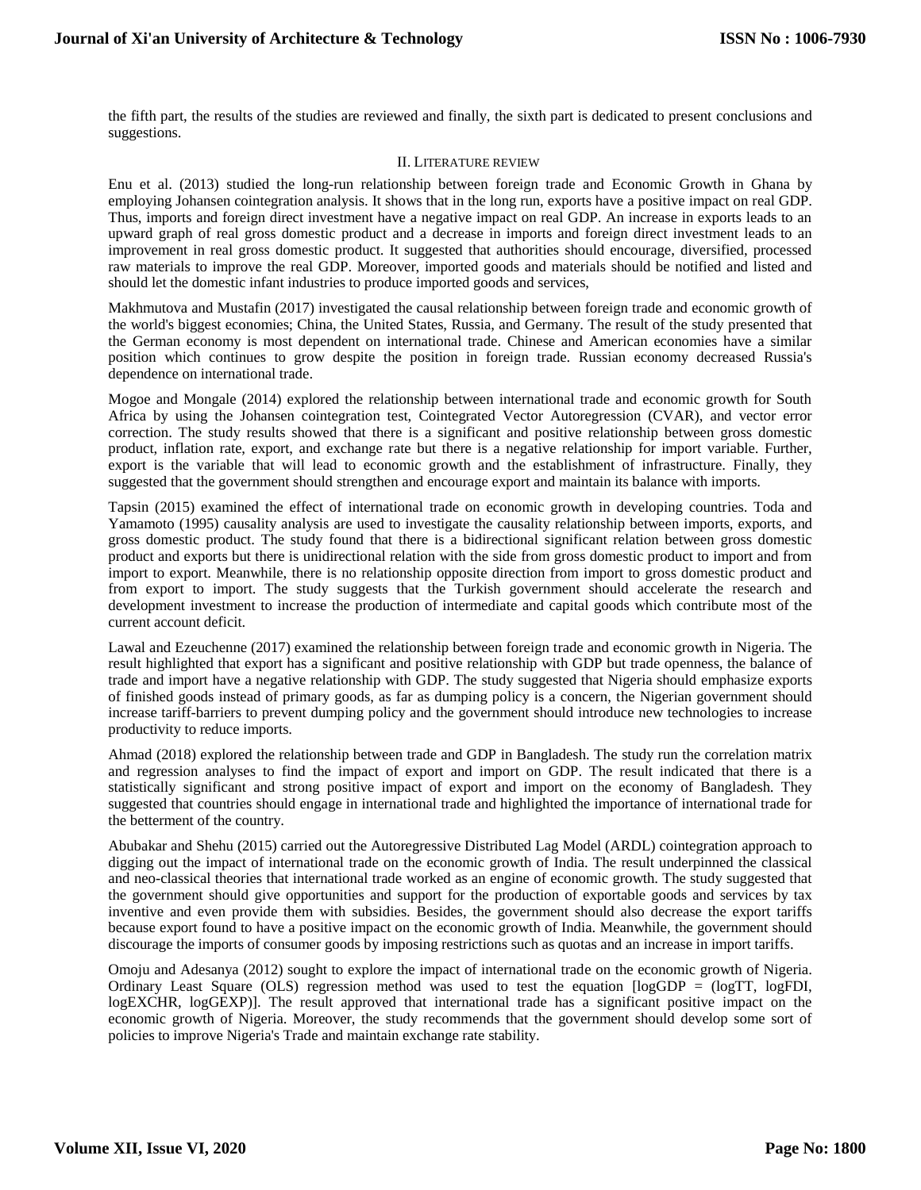the fifth part, the results of the studies are reviewed and finally, the sixth part is dedicated to present conclusions and suggestions.

## II. Literature review

Enu et al. (2013) studied the long-run relationship between foreign trade and Economic Growth in Ghana by employing Johansen cointegration analysis. It shows that in the long run, exports have a positive impact on real GDP. Thus, imports and foreign direct investment have a negative impact on real GDP. An increase in exports leads to an upward graph of real gross domestic product and a decrease in imports and foreign direct investment leads to an improvement in real gross domestic product. It suggested that authorities should encourage, diversified, processed raw materials to improve the real GDP. Moreover, imported goods and materials should be notified and listed and should let the domestic infant industries to produce imported goods and services,

Makhmutova and Mustafin (2017) investigated the causal relationship between foreign trade and economic growth of the world's biggest economies; China, the United States, Russia, and Germany. The result of the study presented that the German economy is most dependent on international trade. Chinese and American economies have a similar position which continues to grow despite the position in foreign trade. Russian economy decreased Russia's dependence on international trade.

Mogoe and Mongale (2014) explored the relationship between international trade and economic growth for South Africa by using the Johansen cointegration test, Cointegrated Vector Autoregression (CVAR), and vector error correction. The study results showed that there is a significant and positive relationship between gross domestic product, inflation rate, export, and exchange rate but there is a negative relationship for import variable. Further, export is the variable that will lead to economic growth and the establishment of infrastructure. Finally, they suggested that the government should strengthen and encourage export and maintain its balance with imports.

Tapsin (2015) examined the effect of international trade on economic growth in developing countries. Toda and Yamamoto (1995) causality analysis are used to investigate the causality relationship between imports, exports, and gross domestic product. The study found that there is a bidirectional significant relation between gross domestic product and exports but there is unidirectional relation with the side from gross domestic product to import and from import to export. Meanwhile, there is no relationship opposite direction from import to gross domestic product and from export to import. The study suggests that the Turkish government should accelerate the research and development investment to increase the production of intermediate and capital goods which contribute most of the current account deficit.

Lawal and Ezeuchenne (2017) examined the relationship between foreign trade and economic growth in Nigeria. The result highlighted that export has a significant and positive relationship with GDP but trade openness, the balance of trade and import have a negative relationship with GDP. The study suggested that Nigeria should emphasize exports of finished goods instead of primary goods, as far as dumping policy is a concern, the Nigerian government should increase tariff-barriers to prevent dumping policy and the government should introduce new technologies to increase productivity to reduce imports.

Ahmad (2018) explored the relationship between trade and GDP in Bangladesh. The study run the correlation matrix and regression analyses to find the impact of export and import on GDP. The result indicated that there is a statistically significant and strong positive impact of export and import on the economy of Bangladesh. They suggested that countries should engage in international trade and highlighted the importance of international trade for the betterment of the country.

Abubakar and Shehu (2015) carried out the Autoregressive Distributed Lag Model (ARDL) cointegration approach to digging out the impact of international trade on the economic growth of India. The result underpinned the classical and neo-classical theories that international trade worked as an engine of economic growth. The study suggested that the government should give opportunities and support for the production of exportable goods and services by tax inventive and even provide them with subsidies. Besides, the government should also decrease the export tariffs because export found to have a positive impact on the economic growth of India. Meanwhile, the government should discourage the imports of consumer goods by imposing restrictions such as quotas and an increase in import tariffs.

Omoju and Adesanya (2012) sought to explore the impact of international trade on the economic growth of Nigeria. Ordinary Least Square (OLS) regression method was used to test the equation [logGDP = (logTT, logFDI, logEXCHR, logGEXP)]. The result approved that international trade has a significant positive impact on the economic growth of Nigeria. Moreover, the study recommends that the government should develop some sort of policies to improve Nigeria's Trade and maintain exchange rate stability.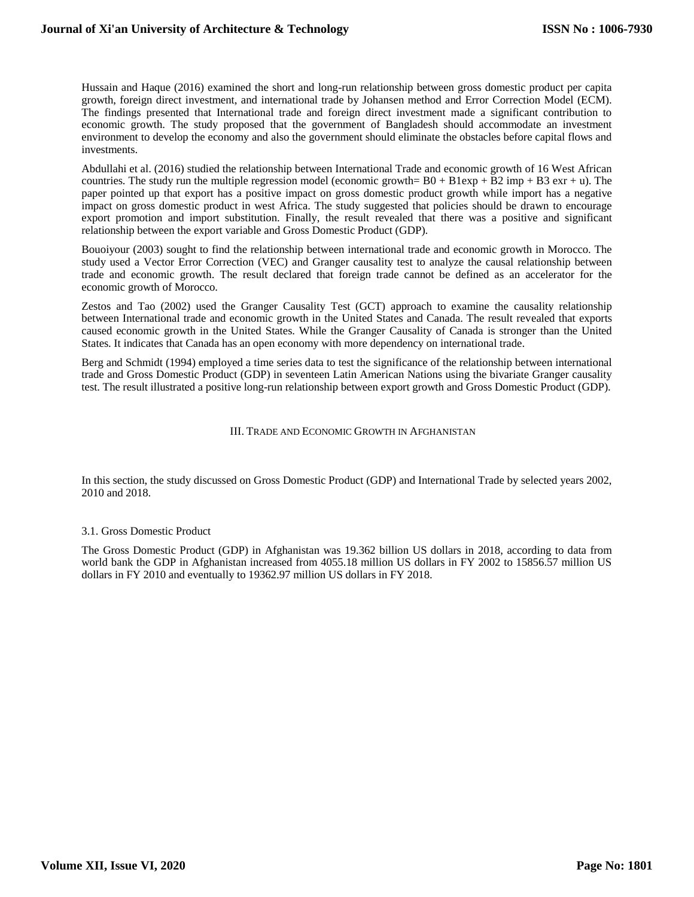Hussain and Haque (2016) examined the short and long-run relationship between gross domestic product per capita growth, foreign direct investment, and international trade by Johansen method and Error Correction Model (ECM). The findings presented that International trade and foreign direct investment made a significant contribution to economic growth. The study proposed that the government of Bangladesh should accommodate an investment environment to develop the economy and also the government should eliminate the obstacles before capital flows and investments.

Abdullahi et al. (2016) studied the relationship between International Trade and economic growth of 16 West African countries. The study run the multiple regression model (economic growth= $B0 + B1exp + B2\ imp + B3\ exr + u$). The paper pointed up that export has a positive impact on gross domestic product growth while import has a negative impact on gross domestic product in west Africa. The study suggested that policies should be drawn to encourage export promotion and import substitution. Finally, the result revealed that there was a positive and significant relationship between the export variable and Gross Domestic Product (GDP).

Bouoiyour (2003) sought to find the relationship between international trade and economic growth in Morocco. The study used a Vector Error Correction (VEC) and Granger causality test to analyze the causal relationship between trade and economic growth. The result declared that foreign trade cannot be defined as an accelerator for the economic growth of Morocco.

Zestos and Tao (2002) used the Granger Causality Test (GCT) approach to examine the causality relationship between International trade and economic growth in the United States and Canada. The result revealed that exports caused economic growth in the United States. While the Granger Causality of Canada is stronger than the United States. It indicates that Canada has an open economy with more dependency on international trade.

Berg and Schmidt (1994) employed a time series data to test the significance of the relationship between international trade and Gross Domestic Product (GDP) in seventeen Latin American Nations using the bivariate Granger causality test. The result illustrated a positive long-run relationship between export growth and Gross Domestic Product (GDP).

## III. Trade and Economic Growth in Afghanistan

In this section, the study discussed on Gross Domestic Product (GDP) and International Trade by selected years 2002, 2010 and 2018.

### 3.1. Gross Domestic Product

The Gross Domestic Product (GDP) in Afghanistan was 19.362 billion US dollars in 2018, according to data from world bank the GDP in Afghanistan increased from 4055.18 million US dollars in FY 2002 to 15856.57 million US dollars in FY 2010 and eventually to 19362.97 million US dollars in FY 2018.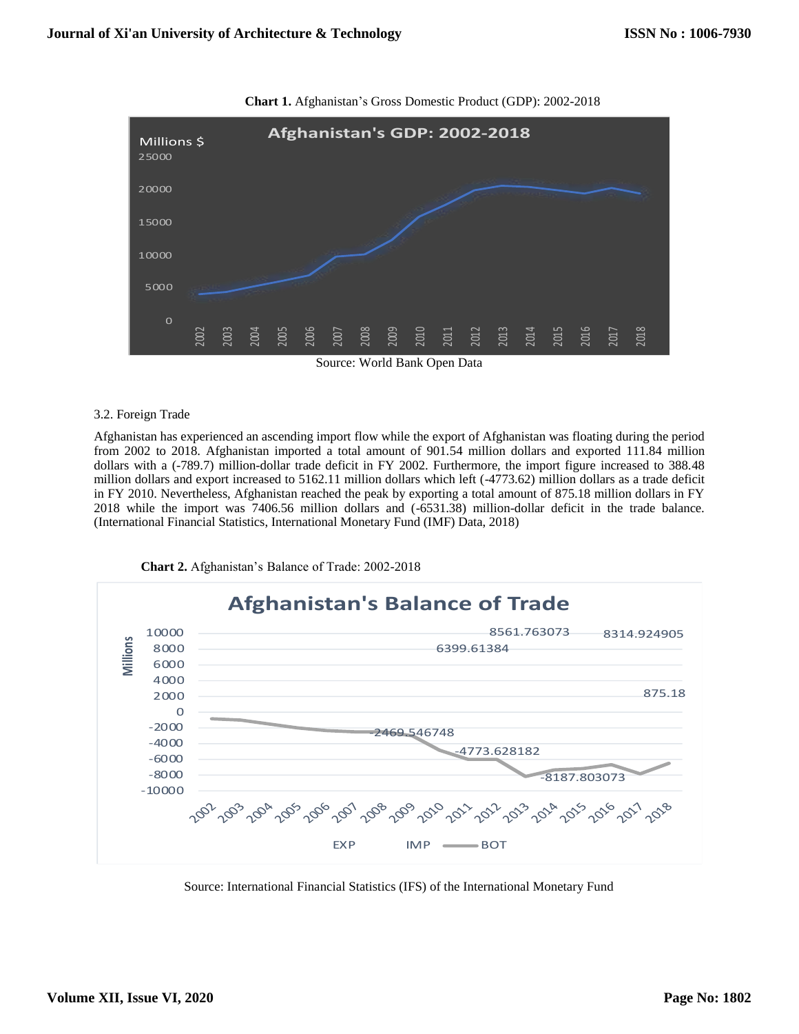**Chart 1.** Afghanistan's Gross Domestic Product (GDP): 2002-2018

Source: World Bank Open Data

3.2. Foreign Trade

Afghanistan has experienced an ascending import flow while the export of Afghanistan was floating during the period from 2002 to 2018. Afghanistan imported a total amount of 901.54 million dollars and exported 111.84 million dollars with a (-789.7) million-dollar trade deficit in FY 2002. Furthermore, the import figure increased to 388.48 million dollars and export increased to 5162.11 million dollars which left (-4773.62) million dollars as a trade deficit in FY 2010. Nevertheless, Afghanistan reached the peak by exporting a total amount of 875.18 million dollars in FY 2018 while the import was 7406.56 million dollars and (-6531.38) million-dollar deficit in the trade balance. (International Financial Statistics, International Monetary Fund (IMF) Data, 2018)

**Chart 2.** Afghanistan's Balance of Trade: 2002-2018

Source: International Financial Statistics (IFS) of the International Monetary Fund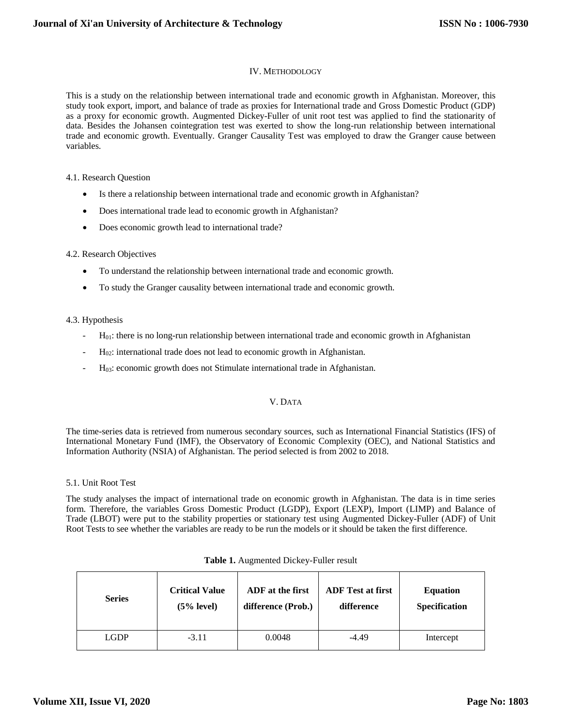## IV. METHODOLOGY

This is a study on the relationship between international trade and economic growth in Afghanistan. Moreover, this study took export, import, and balance of trade as proxies for International trade and Gross Domestic Product (GDP) as a proxy for economic growth. Augmented Dickey-Fuller of unit root test was applied to find the stationarity of data. Besides the Johansen cointegration test was exerted to show the long-run relationship between international trade and economic growth. Eventually. Granger Causality Test was employed to draw the Granger cause between variables.

### 4.1. Research Question

- Is there a relationship between international trade and economic growth in Afghanistan?
- Does international trade lead to economic growth in Afghanistan?
- Does economic growth lead to international trade?

### 4.2. Research Objectives

- To understand the relationship between international trade and economic growth.
- To study the Granger causality between international trade and economic growth.

### 4.3. Hypothesis

- $H_{01}$: there is no long-run relationship between international trade and economic growth in Afghanistan
- $H_{02}$: international trade does not lead to economic growth in Afghanistan.
- $H_{03}$: economic growth does not Stimulate international trade in Afghanistan.

## V. DATA

The time-series data is retrieved from numerous secondary sources, such as International Financial Statistics (IFS) of International Monetary Fund (IMF), the Observatory of Economic Complexity (OEC), and National Statistics and Information Authority (NSIA) of Afghanistan. The period selected is from 2002 to 2018.

### 5.1. Unit Root Test

The study analyses the impact of international trade on economic growth in Afghanistan. The data is in time series form. Therefore, the variables Gross Domestic Product (LGDP), Export (LEXP), Import (LIMP) and Balance of Trade (LBOT) were put to the stability properties or stationary test using Augmented Dickey-Fuller (ADF) of Unit Root Tests to see whether the variables are ready to be run the models or it should be taken the first difference.

**Table 1.** Augmented Dickey-Fuller result

| Series | Critical Value (5% level) | ADF at the first difference (Prob.) | ADF Test at first difference | Equation Specification |
|---|---|---|---|---|
| LGDP | -3.11 | 0.0048 | -4.49 | Intercept |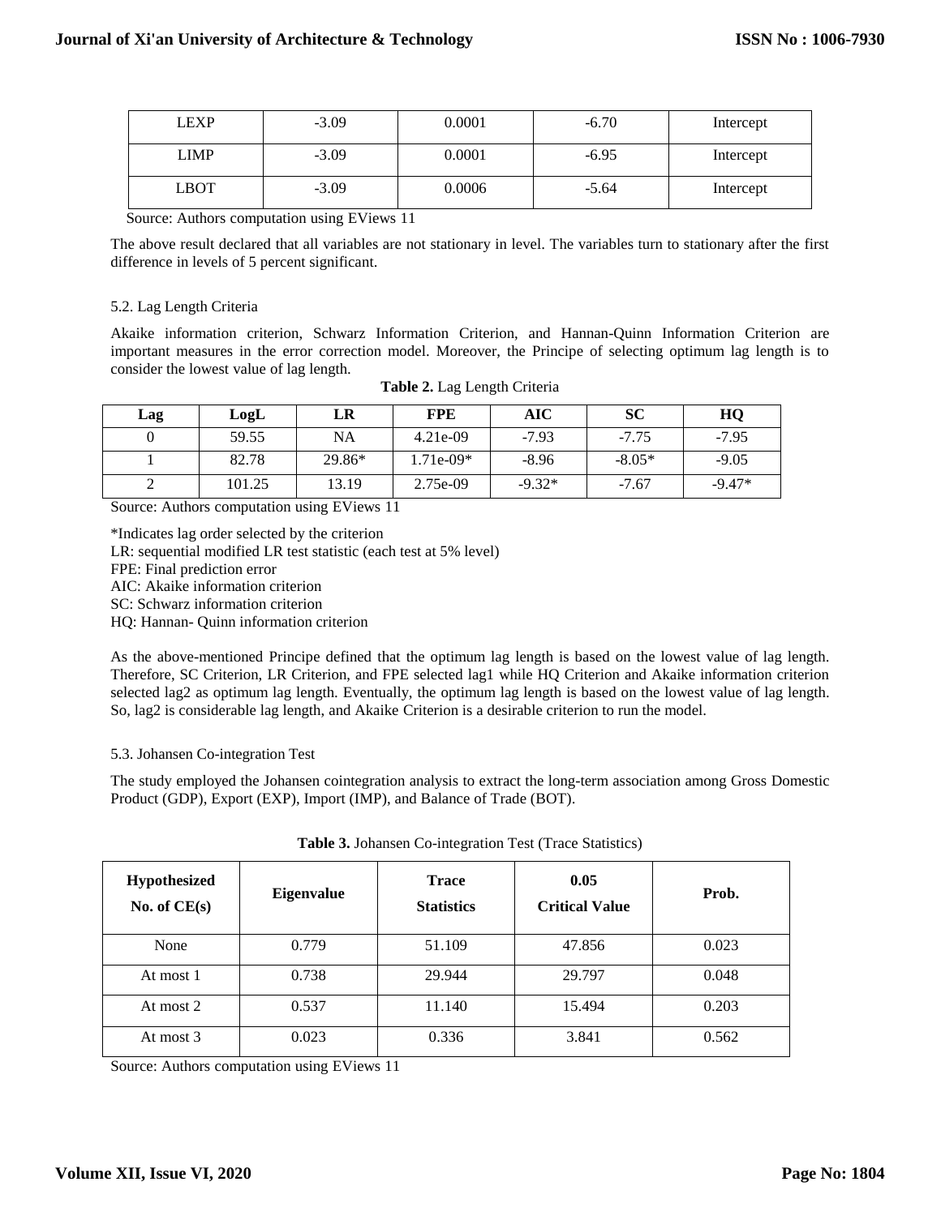| LEXP | -3.09 | 0.0001 | -6.70 | Intercept |
|---|---|---|---|---|
| LIMP | -3.09 | 0.0001 | -6.95 | Intercept |
| LBOT | -3.09 | 0.0006 | -5.64 | Intercept |

Source: Authors computation using EViews 11

The above result declared that all variables are not stationary in level. The variables turn to stationary after the first difference in levels of 5 percent significant.

5.2. Lag Length Criteria

Akaike information criterion, Schwarz Information Criterion, and Hannan-Quinn Information Criterion are important measures in the error correction model. Moreover, the Principe of selecting optimum lag length is to consider the lowest value of lag length.

**Table 2.** Lag Length Criteria

| Lag | LogL | LR | FPE | AIC | SC | HQ |
|---|---|---|---|---|---|---|
| 0 | 59.55 | NA | 4.21e-09 | -7.93 | -7.75 | -7.95 |
| 1 | 82.78 | 29.86* | 1.71e-09* | -8.96 | -8.05* | -9.05 |
| 2 | 101.25 | 13.19 | 2.75e-09 | -9.32* | -7.67 | -9.47* |

Source: Authors computation using EViews 11

*Indicates lag order selected by the criterion
LR: sequential modified LR test statistic (each test at 5% level)
FPE: Final prediction error
AIC: Akaike information criterion
SC: Schwarz information criterion
HQ: Hannan- Quinn information criterion

As the above-mentioned Principe defined that the optimum lag length is based on the lowest value of lag length. Therefore, SC Criterion, LR Criterion, and FPE selected lag1 while HQ Criterion and Akaike information criterion selected lag2 as optimum lag length. Eventually, the optimum lag length is based on the lowest value of lag length. So, lag2 is considerable lag length, and Akaike Criterion is a desirable criterion to run the model.

5.3. Johansen Co-integration Test

The study employed the Johansen cointegration analysis to extract the long-term association among Gross Domestic Product (GDP), Export (EXP), Import (IMP), and Balance of Trade (BOT).

**Table 3.** Johansen Co-integration Test (Trace Statistics)

| Hypothesized No. of CE(s) | Eigenvalue | Trace Statistics | 0.05 Critical Value | Prob. |
|---|---|---|---|---|
| None | 0.779 | 51.109 | 47.856 | 0.023 |
| At most 1 | 0.738 | 29.944 | 29.797 | 0.048 |
| At most 2 | 0.537 | 11.140 | 15.494 | 0.203 |
| At most 3 | 0.023 | 0.336 | 3.841 | 0.562 |

Source: Authors computation using EViews 11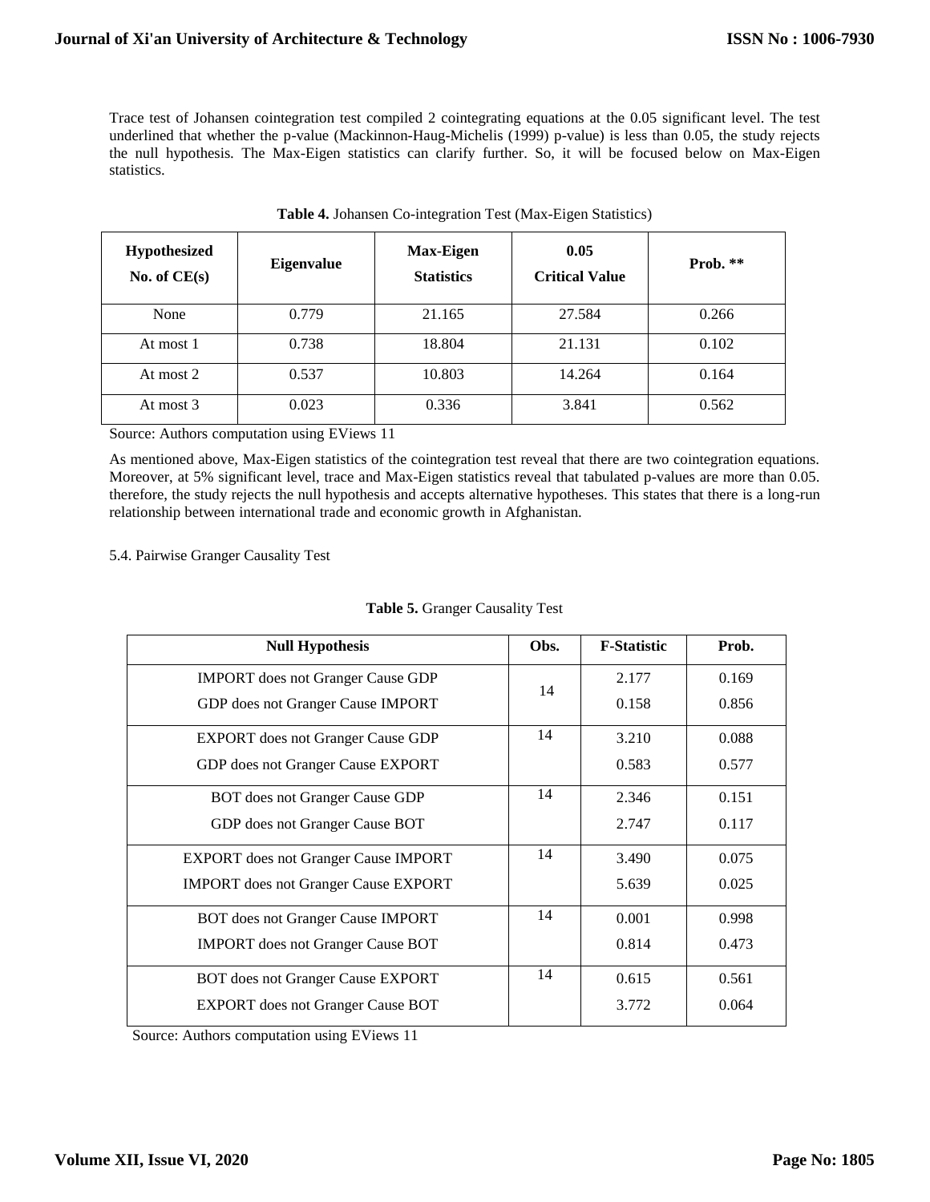Trace test of Johansen cointegration test compiled 2 cointegrating equations at the 0.05 significant level. The test underlined that whether the p-value (Mackinnon-Haug-Michelis (1999) p-value) is less than 0.05, the study rejects the null hypothesis. The Max-Eigen statistics can clarify further. So, it will be focused below on Max-Eigen statistics.

**Table 4.** Johansen Co-integration Test (Max-Eigen Statistics)

| Hypothesized No. of CE(s) | Eigenvalue | Max-Eigen Statistics | 0.05 Critical Value | Prob. ** |
|---|---|---|---|---|
| None | 0.779 | 21.165 | 27.584 | 0.266 |
| At most 1 | 0.738 | 18.804 | 21.131 | 0.102 |
| At most 2 | 0.537 | 10.803 | 14.264 | 0.164 |
| At most 3 | 0.023 | 0.336 | 3.841 | 0.562 |

Source: Authors computation using EViews 11

As mentioned above, Max-Eigen statistics of the cointegration test reveal that there are two cointegration equations. Moreover, at 5% significant level, trace and Max-Eigen statistics reveal that tabulated p-values are more than 0.05. therefore, the study rejects the null hypothesis and accepts alternative hypotheses. This states that there is a long-run relationship between international trade and economic growth in Afghanistan.

5.4. Pairwise Granger Causality Test

**Table 5.** Granger Causality Test

| Null Hypothesis | Obs. | F-Statistic | Prob. |
|---|---|---|---|
| IMPORT does not Granger Cause GDP | 14 | 2.177 | 0.169 |
| GDP does not Granger Cause IMPORT | | 0.158 | 0.856 |
| EXPORT does not Granger Cause GDP | 14 | 3.210 | 0.088 |
| GDP does not Granger Cause EXPORT | | 0.583 | 0.577 |
| BOT does not Granger Cause GDP | 14 | 2.346 | 0.151 |
| GDP does not Granger Cause BOT | | 2.747 | 0.117 |
| EXPORT does not Granger Cause IMPORT | 14 | 3.490 | 0.075 |
| IMPORT does not Granger Cause EXPORT | | 5.639 | 0.025 |
| BOT does not Granger Cause IMPORT | 14 | 0.001 | 0.998 |
| IMPORT does not Granger Cause BOT | | 0.814 | 0.473 |
| BOT does not Granger Cause EXPORT | 14 | 0.615 | 0.561 |
| EXPORT does not Granger Cause BOT | | 3.772 | 0.064 |

Source: Authors computation using EViews 11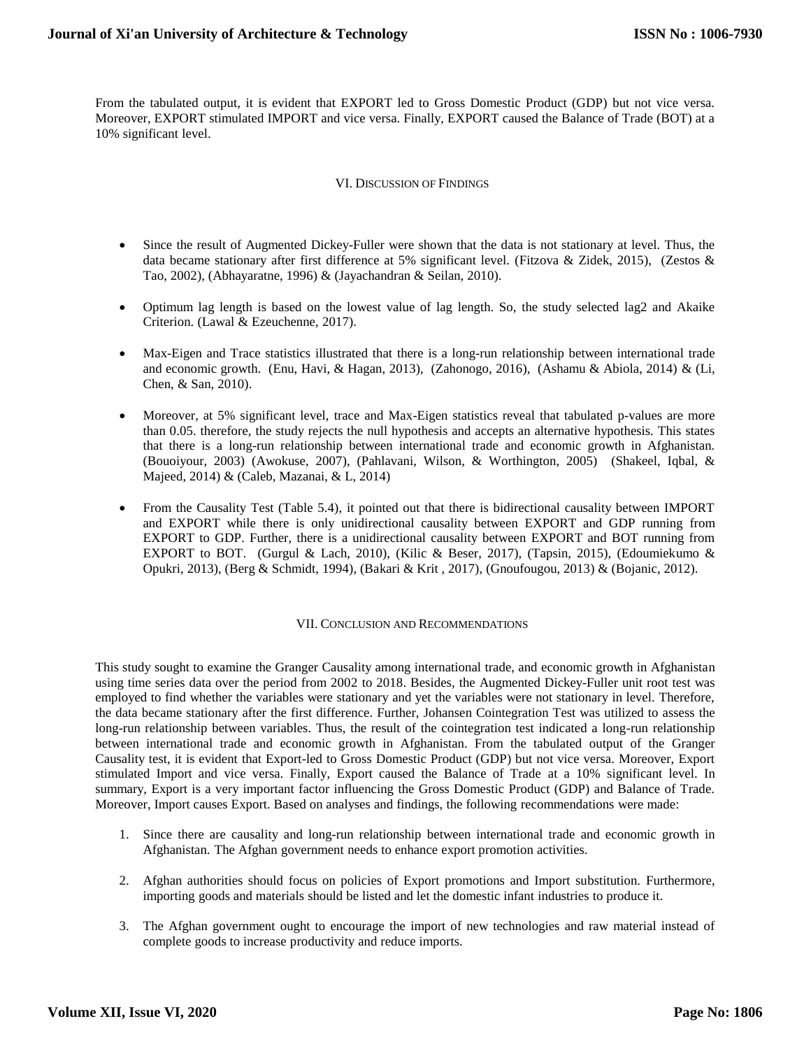From the tabulated output, it is evident that EXPORT led to Gross Domestic Product (GDP) but not vice versa. Moreover, EXPORT stimulated IMPORT and vice versa. Finally, EXPORT caused the Balance of Trade (BOT) at a 10% significant level.

## VI. Discussion of Findings

- Since the result of Augmented Dickey-Fuller were shown that the data is not stationary at level. Thus, the data became stationary after first difference at 5% significant level. (Fitzova & Zidek, 2015), (Zestos & Tao, 2002), (Abhayaratne, 1996) & (Jayachandran & Seilan, 2010).

- Optimum lag length is based on the lowest value of lag length. So, the study selected lag2 and Akaike Criterion. (Lawal & Ezeuchenne, 2017).

- Max-Eigen and Trace statistics illustrated that there is a long-run relationship between international trade and economic growth. (Enu, Havi, & Hagan, 2013), (Zahonogo, 2016), (Ashamu & Abiola, 2014) & (Li, Chen, & San, 2010).

- Moreover, at 5% significant level, trace and Max-Eigen statistics reveal that tabulated p-values are more than 0.05. therefore, the study rejects the null hypothesis and accepts an alternative hypothesis. This states that there is a long-run relationship between international trade and economic growth in Afghanistan. (Bouoiyour, 2003) (Awokuse, 2007), (Pahlavani, Wilson, & Worthington, 2005) (Shakeel, Iqbal, & Majeed, 2014) & (Caleb, Mazanai, & L, 2014)

- From the Causality Test (Table 5.4), it pointed out that there is bidirectional causality between IMPORT and EXPORT while there is only unidirectional causality between EXPORT and GDP running from EXPORT to GDP. Further, there is a unidirectional causality between EXPORT and BOT running from EXPORT to BOT. (Gurgul & Lach, 2010), (Kilic & Beser, 2017), (Tapsin, 2015), (Edoumiekumo & Opukri, 2013), (Berg & Schmidt, 1994), (Bakari & Krit , 2017), (Gnoufougou, 2013) & (Bojanic, 2012).

## VII. Conclusion and Recommendations

This study sought to examine the Granger Causality among international trade, and economic growth in Afghanistan using time series data over the period from 2002 to 2018. Besides, the Augmented Dickey-Fuller unit root test was employed to find whether the variables were stationary and yet the variables were not stationary in level. Therefore, the data became stationary after the first difference. Further, Johansen Cointegration Test was utilized to assess the long-run relationship between variables. Thus, the result of the cointegration test indicated a long-run relationship between international trade and economic growth in Afghanistan. From the tabulated output of the Granger Causality test, it is evident that Export-led to Gross Domestic Product (GDP) but not vice versa. Moreover, Export stimulated Import and vice versa. Finally, Export caused the Balance of Trade at a 10% significant level. In summary, Export is a very important factor influencing the Gross Domestic Product (GDP) and Balance of Trade. Moreover, Import causes Export. Based on analyses and findings, the following recommendations were made:

1. Since there are causality and long-run relationship between international trade and economic growth in Afghanistan. The Afghan government needs to enhance export promotion activities.

2. Afghan authorities should focus on policies of Export promotions and Import substitution. Furthermore, importing goods and materials should be listed and let the domestic infant industries to produce it.

3. The Afghan government ought to encourage the import of new technologies and raw material instead of complete goods to increase productivity and reduce imports.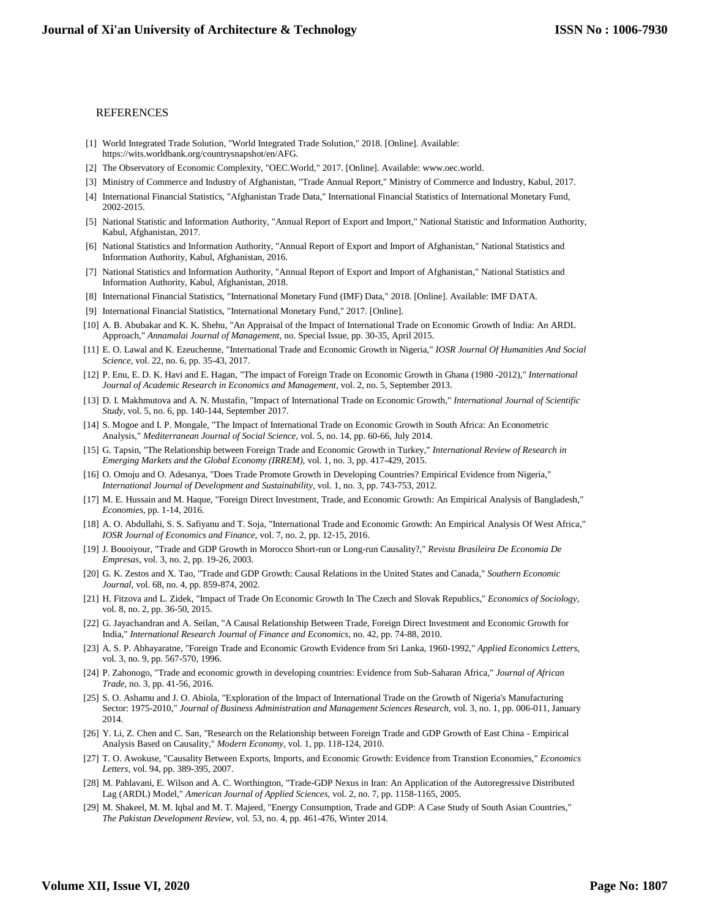## REFERENCES

[1] World Integrated Trade Solution, "World Integrated Trade Solution," 2018. [Online]. Available: https://wits.worldbank.org/countrysnapshot/en/AFG.

[2] The Observatory of Economic Complexity, "OEC.World," 2017. [Online]. Available: www.oec.world.

[3] Ministry of Commerce and Industry of Afghanistan, "Trade Annual Report," Ministry of Commerce and Industry, Kabul, 2017.

[4] International Financial Statistics, "Afghanistan Trade Data," International Financial Statistics of International Monetary Fund, 2002-2015.

[5] National Statistic and Information Authority, "Annual Report of Export and Import," National Statistic and Information Authority, Kabul, Afghanistan, 2017.

[6] National Statistics and Information Authority, "Annual Report of Export and Import of Afghanistan," National Statistics and Information Authority, Kabul, Afghanistan, 2016.

[7] National Statistics and Information Authority, "Annual Report of Export and Import of Afghanistan," National Statistics and Information Authority, Kabul, Afghanistan, 2018.

[8] International Financial Statistics, "International Monetary Fund (IMF) Data," 2018. [Online]. Available: IMF DATA.

[9] International Financial Statistics, "International Monetary Fund," 2017. [Online].

[10] A. B. Abubakar and K. K. Shehu, "An Appraisal of the Impact of International Trade on Economic Growth of India: An ARDL Approach," *Annamalai Journal of Management,* no. Special Issue, pp. 30-35, April 2015.

[11] E. O. Lawal and K. Ezeuchenne, "International Trade and Economic Growth in Nigeria," *IOSR Journal Of Humanities And Social Science,* vol. 22, no. 6, pp. 35-43, 2017.

[12] P. Enu, E. D. K. Havi and E. Hagan, "The impact of Foreign Trade on Economic Growth in Ghana (1980 -2012)," *International Journal of Academic Research in Economics and Management,* vol. 2, no. 5, September 2013.

[13] D. I. Makhmutova and A. N. Mustafin, "Impact of International Trade on Economic Growth," *International Journal of Scientific Study,* vol. 5, no. 6, pp. 140-144, September 2017.

[14] S. Mogoe and I. P. Mongale, "The Impact of International Trade on Economic Growth in South Africa: An Econometric Analysis," *Mediterranean Journal of Social Science,* vol. 5, no. 14, pp. 60-66, July 2014.

[15] G. Tapsin, "The Relationship between Foreign Trade and Economic Growth in Turkey," *International Review of Research in Emerging Markets and the Global Economy (IRREM),* vol. 1, no. 3, pp. 417-429, 2015.

[16] O. Omoju and O. Adesanya, "Does Trade Promote Growth in Developing Countries? Empirical Evidence from Nigeria," *International Journal of Development and Sustainability,* vol. 1, no. 3, pp. 743-753, 2012.

[17] M. E. Hussain and M. Haque, "Foreign Direct Investment, Trade, and Economic Growth: An Empirical Analysis of Bangladesh," *Economies,* pp. 1-14, 2016.

[18] A. O. Abdullahi, S. S. Safiyanu and T. Soja, "International Trade and Economic Growth: An Empirical Analysis Of West Africa," *IOSR Journal of Economics and Finance,* vol. 7, no. 2, pp. 12-15, 2016.

[19] J. Bouoiyour, "Trade and GDP Growth in Morocco Short-run or Long-run Causality?," *Revista Brasileira De Economia De Empresas,* vol. 3, no. 2, pp. 19-26, 2003.

[20] G. K. Zestos and X. Tao, "Trade and GDP Growth: Causal Relations in the United States and Canada," *Southern Economic Journal,* vol. 68, no. 4, pp. 859-874, 2002.

[21] H. Fitzova and L. Zidek, "Impact of Trade On Economic Growth In The Czech and Slovak Republics," *Economics of Sociology,* vol. 8, no. 2, pp. 36-50, 2015.

[22] G. Jayachandran and A. Seilan, "A Causal Relationship Between Trade, Foreign Direct Investment and Economic Growth for India," *International Research Journal of Finance and Economics,* no. 42, pp. 74-88, 2010.

[23] A. S. P. Abhayaratne, "Foreign Trade and Economic Growth Evidence from Sri Lanka, 1960-1992," *Applied Economics Letters,* vol. 3, no. 9, pp. 567-570, 1996.

[24] P. Zahonogo, "Trade and economic growth in developing countries: Evidence from Sub-Saharan Africa," *Journal of African Trade,* no. 3, pp. 41-56, 2016.

[25] S. O. Ashamu and J. O. Abiola, "Exploration of the Impact of International Trade on the Growth of Nigeria's Manufacturing Sector: 1975-2010," *Journal of Business Administration and Management Sciences Research,* vol. 3, no. 1, pp. 006-011, January 2014.

[26] Y. Li, Z. Chen and C. San, "Research on the Relationship between Foreign Trade and GDP Growth of East China - Empirical Analysis Based on Causality," *Modern Economy,* vol. 1, pp. 118-124, 2010.

[27] T. O. Awokuse, "Causality Between Exports, Imports, and Economic Growth: Evidence from Transtion Economies," *Economics Letters,* vol. 94, pp. 389-395, 2007.

[28] M. Pahlavani, E. Wilson and A. C. Worthington, "Trade-GDP Nexus in Iran: An Application of the Autoregressive Distributed Lag (ARDL) Model," *American Journal of Applied Sciences,* vol. 2, no. 7, pp. 1158-1165, 2005.

[29] M. Shakeel, M. M. Iqbal and M. T. Majeed, "Energy Consumption, Trade and GDP: A Case Study of South Asian Countries," *The Pakistan Development Review,* vol. 53, no. 4, pp. 461-476, Winter 2014.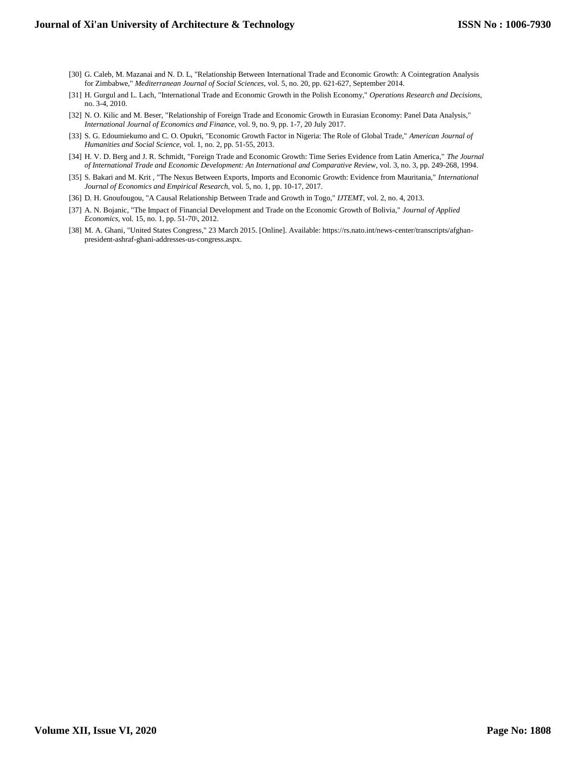[30] G. Caleb, M. Mazanai and N. D. L, "Relationship Between International Trade and Economic Growth: A Cointegration Analysis for Zimbabwe," *Mediterranean Journal of Social Sciences*, vol. 5, no. 20, pp. 621-627, September 2014.

[31] H. Gurgul and L. Lach, "International Trade and Economic Growth in the Polish Economy," *Operations Research and Decisions*, no. 3-4, 2010.

[32] N. O. Kilic and M. Beser, "Relationship of Foreign Trade and Economic Growth in Eurasian Economy: Panel Data Analysis," *International Journal of Economics and Finance*, vol. 9, no. 9, pp. 1-7, 20 July 2017.

[33] S. G. Edoumiekumo and C. O. Opukri, "Economic Growth Factor in Nigeria: The Role of Global Trade," *American Journal of Humanities and Social Science*, vol. 1, no. 2, pp. 51-55, 2013.

[34] H. V. D. Berg and J. R. Schmidt, "Foreign Trade and Economic Growth: Time Series Evidence from Latin America," *The Journal of International Trade and Economic Development: An International and Comparative Review*, vol. 3, no. 3, pp. 249-268, 1994.

[35] S. Bakari and M. Krit , "The Nexus Between Exports, Imports and Economic Growth: Evidence from Mauritania," *International Journal of Economics and Empirical Research*, vol. 5, no. 1, pp. 10-17, 2017.

[36] D. H. Gnoufougou, "A Causal Relationship Between Trade and Growth in Togo," *IJTEMT*, vol. 2, no. 4, 2013.

[37] A. N. Bojanic, "The Impact of Financial Development and Trade on the Economic Growth of Bolivia," *Journal of Applied Economics*, vol. 15, no. 1, pp. 51-70\, 2012.

[38] M. A. Ghani, "United States Congress," 23 March 2015. [Online]. Available: https://rs.nato.int/news-center/transcripts/afghan-president-ashraf-ghani-addresses-us-congress.aspx.